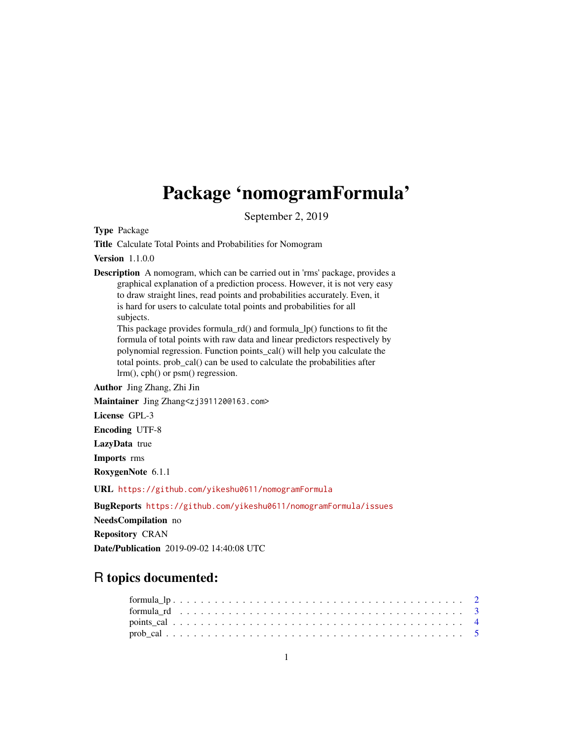# Package 'nomogramFormula'

September 2, 2019

**Type** Package

**Title** Calculate Total Points and Probabilities for Nomogram

**Version** 1.1.0.0

**Description** A nomogram, which can be carried out in 'rms' package, provides a graphical explanation of a prediction process. However, it is not very easy to draw straight lines, read points and probabilities accurately. Even, it is hard for users to calculate total points and probabilities for all subjects.
This package provides formula_rd() and formula_lp() functions to fit the formula of total points with raw data and linear predictors respectively by polynomial regression. Function points_cal() will help you calculate the total points. prob_cal() can be used to calculate the probabilities after lrm(), cph() or psm() regression.

**Author** Jing Zhang, Zhi Jin

**Maintainer** Jing Zhang<zj391120@163.com>

**License** GPL-3

**Encoding** UTF-8

**LazyData** true

**Imports** rms

**RoxygenNote** 6.1.1

**URL** https://github.com/yikeshu0611/nomogramFormula

**BugReports** https://github.com/yikeshu0611/nomogramFormula/issues

**NeedsCompilation** no

**Repository** CRAN

**Date/Publication** 2019-09-02 14:40:08 UTC

## R topics documented:

- formula_lp . . . . . . . . . . . . . . . . . . . . . . . . . . . . . . . . . . . . . . . . . 2
- formula_rd . . . . . . . . . . . . . . . . . . . . . . . . . . . . . . . . . . . . . . . . . 3
- points_cal . . . . . . . . . . . . . . . . . . . . . . . . . . . . . . . . . . . . . . . . . 4
- prob_cal . . . . . . . . . . . . . . . . . . . . . . . . . . . . . . . . . . . . . . . . . . 5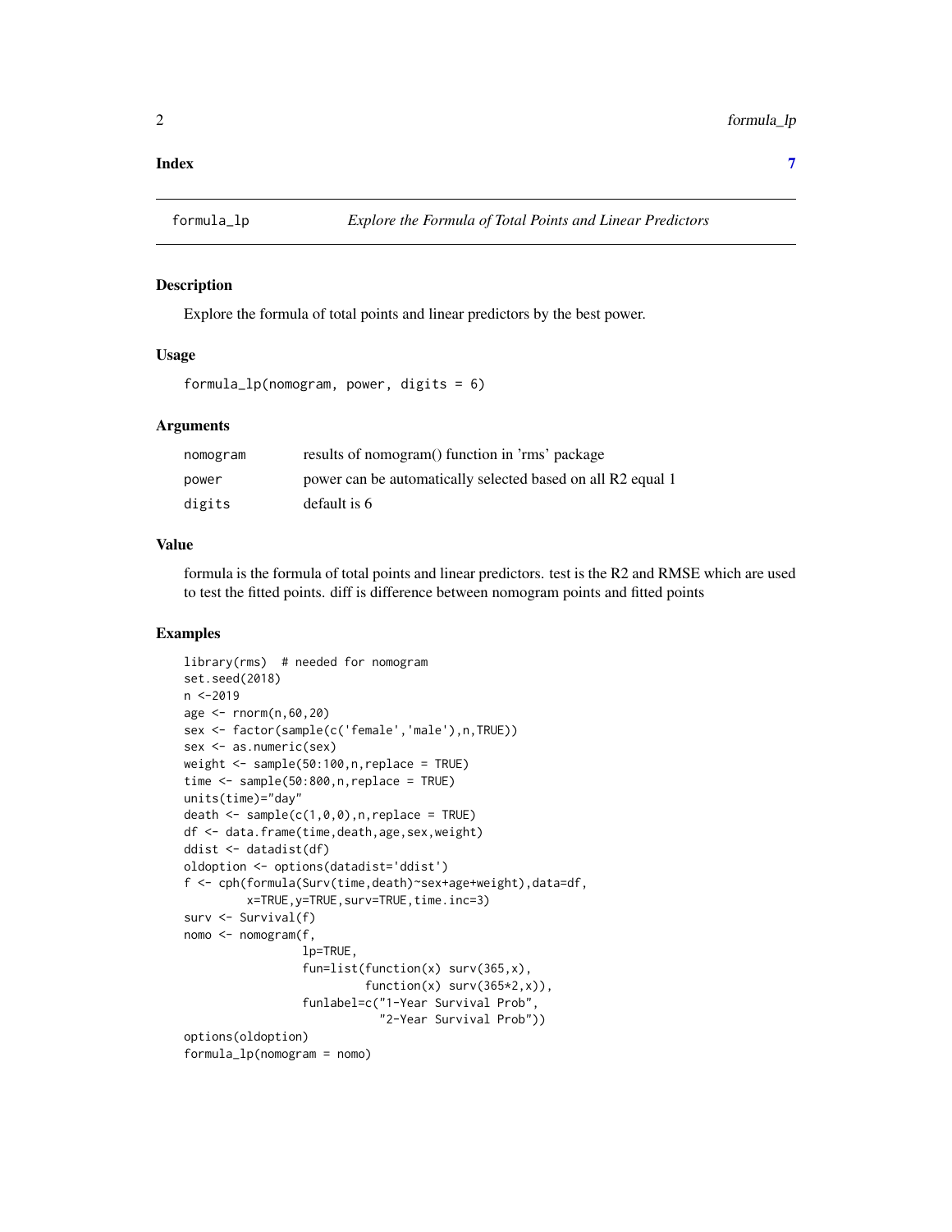**Index** 7

## formula_lp    *Explore the Formula of Total Points and Linear Predictors*

### Description

Explore the formula of total points and linear predictors by the best power.

### Usage

```
formula_lp(nomogram, power, digits = 6)
```

### Arguments

| | |
|---|---|
| nomogram | results of nomogram() function in 'rms' package |
| power | power can be automatically selected based on all R2 equal 1 |
| digits | default is 6 |

### Value

formula is the formula of total points and linear predictors. test is the R2 and RMSE which are used to test the fitted points. diff is difference between nomogram points and fitted points

### Examples

```
library(rms)  # needed for nomogram
set.seed(2018)
n <-2019
age <- rnorm(n,60,20)
sex <- factor(sample(c('female','male'),n,TRUE))
sex <- as.numeric(sex)
weight <- sample(50:100,n,replace = TRUE)
time <- sample(50:800,n,replace = TRUE)
units(time)="day"
death <- sample(c(1,0,0),n,replace = TRUE)
df <- data.frame(time,death,age,sex,weight)
ddist <- datadist(df)
oldoption <- options(datadist='ddist')
f <- cph(formula(Surv(time,death)~sex+age+weight),data=df,
         x=TRUE,y=TRUE,surv=TRUE,time.inc=3)
surv <- Survival(f)
nomo <- nomogram(f,
                 lp=TRUE,
                 fun=list(function(x) surv(365,x),
                          function(x) surv(365*2,x)),
                 funlabel=c("1-Year Survival Prob",
                            "2-Year Survival Prob"))
options(oldoption)
formula_lp(nomogram = nomo)
```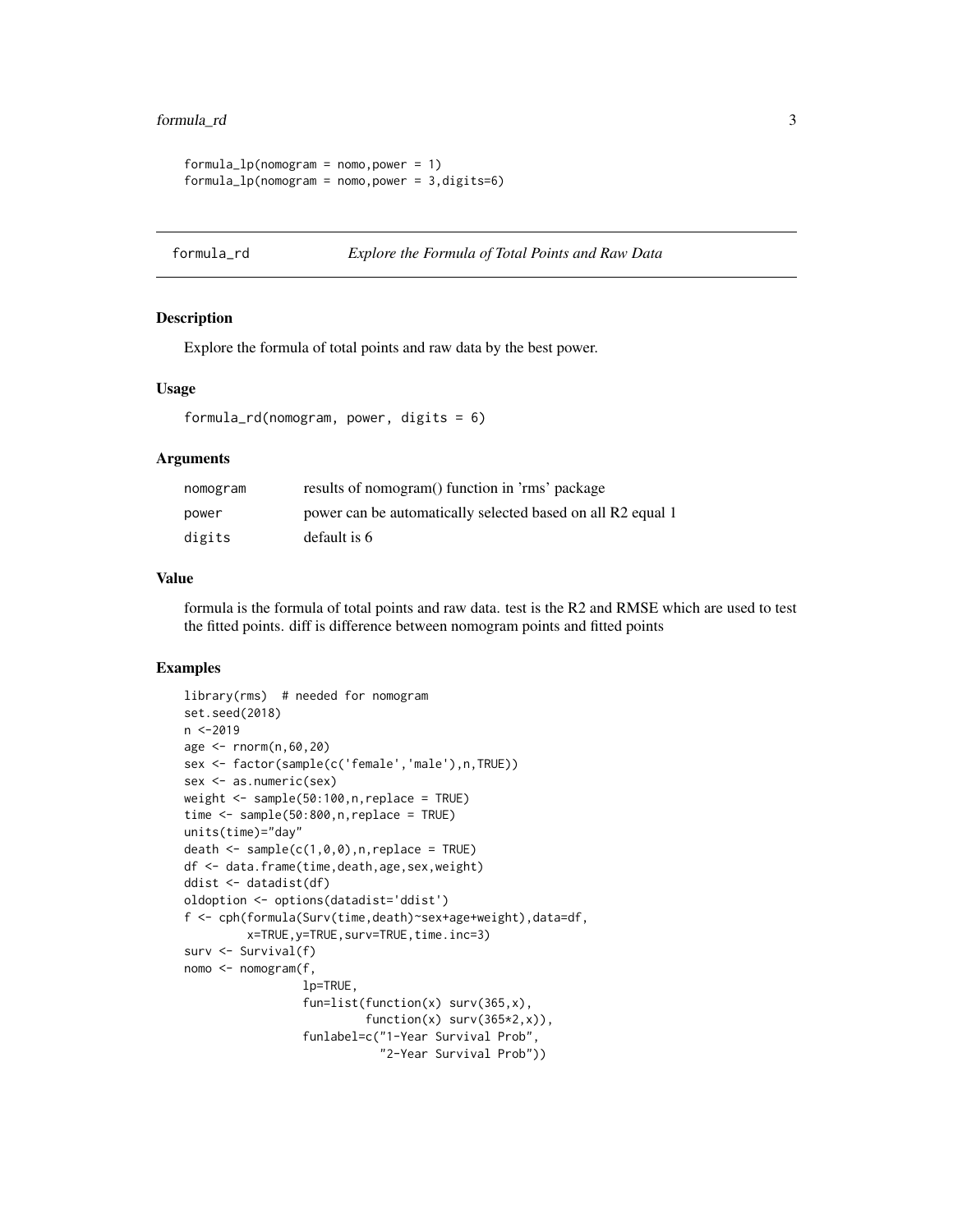```
formula_lp(nomogram = nomo,power = 1)
formula_lp(nomogram = nomo,power = 3,digits=6)
```

## formula_rd — *Explore the Formula of Total Points and Raw Data*

### Description

Explore the formula of total points and raw data by the best power.

### Usage

```
formula_rd(nomogram, power, digits = 6)
```

### Arguments

| | |
|---|---|
| nomogram | results of nomogram() function in 'rms' package |
| power | power can be automatically selected based on all R2 equal 1 |
| digits | default is 6 |

### Value

formula is the formula of total points and raw data. test is the R2 and RMSE which are used to test the fitted points. diff is difference between nomogram points and fitted points

### Examples

```
library(rms)  # needed for nomogram
set.seed(2018)
n <-2019
age <- rnorm(n,60,20)
sex <- factor(sample(c('female','male'),n,TRUE))
sex <- as.numeric(sex)
weight <- sample(50:100,n,replace = TRUE)
time <- sample(50:800,n,replace = TRUE)
units(time)="day"
death <- sample(c(1,0,0),n,replace = TRUE)
df <- data.frame(time,death,age,sex,weight)
ddist <- datadist(df)
oldoption <- options(datadist='ddist')
f <- cph(formula(Surv(time,death)~sex+age+weight),data=df,
         x=TRUE,y=TRUE,surv=TRUE,time.inc=3)
surv <- Survival(f)
nomo <- nomogram(f,
                 lp=TRUE,
                 fun=list(function(x) surv(365,x),
                          function(x) surv(365*2,x)),
                 funlabel=c("1-Year Survival Prob",
                            "2-Year Survival Prob"))
```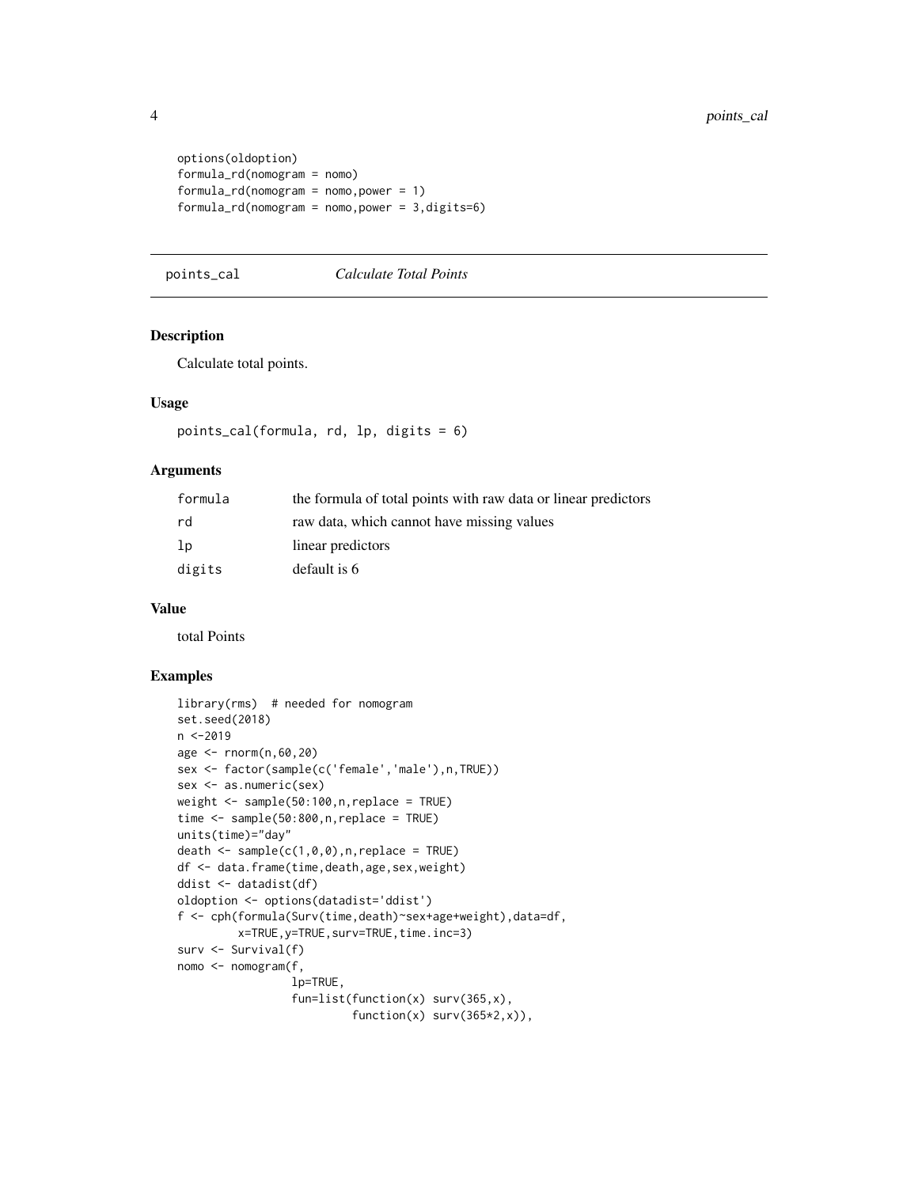```
options(oldoption)
formula_rd(nomogram = nomo)
formula_rd(nomogram = nomo,power = 1)
formula_rd(nomogram = nomo,power = 3,digits=6)
```

## points_cal *Calculate Total Points*

### Description

Calculate total points.

### Usage

```
points_cal(formula, rd, lp, digits = 6)
```

### Arguments

| | |
|---|---|
| formula | the formula of total points with raw data or linear predictors |
| rd | raw data, which cannot have missing values |
| lp | linear predictors |
| digits | default is 6 |

### Value

total Points

### Examples

```
library(rms)  # needed for nomogram
set.seed(2018)
n <-2019
age <- rnorm(n,60,20)
sex <- factor(sample(c('female','male'),n,TRUE))
sex <- as.numeric(sex)
weight <- sample(50:100,n,replace = TRUE)
time <- sample(50:800,n,replace = TRUE)
units(time)="day"
death <- sample(c(1,0,0),n,replace = TRUE)
df <- data.frame(time,death,age,sex,weight)
ddist <- datadist(df)
oldoption <- options(datadist='ddist')
f <- cph(formula(Surv(time,death)~sex+age+weight),data=df,
         x=TRUE,y=TRUE,surv=TRUE,time.inc=3)
surv <- Survival(f)
nomo <- nomogram(f,
                 lp=TRUE,
                 fun=list(function(x) surv(365,x),
                          function(x) surv(365*2,x)),
```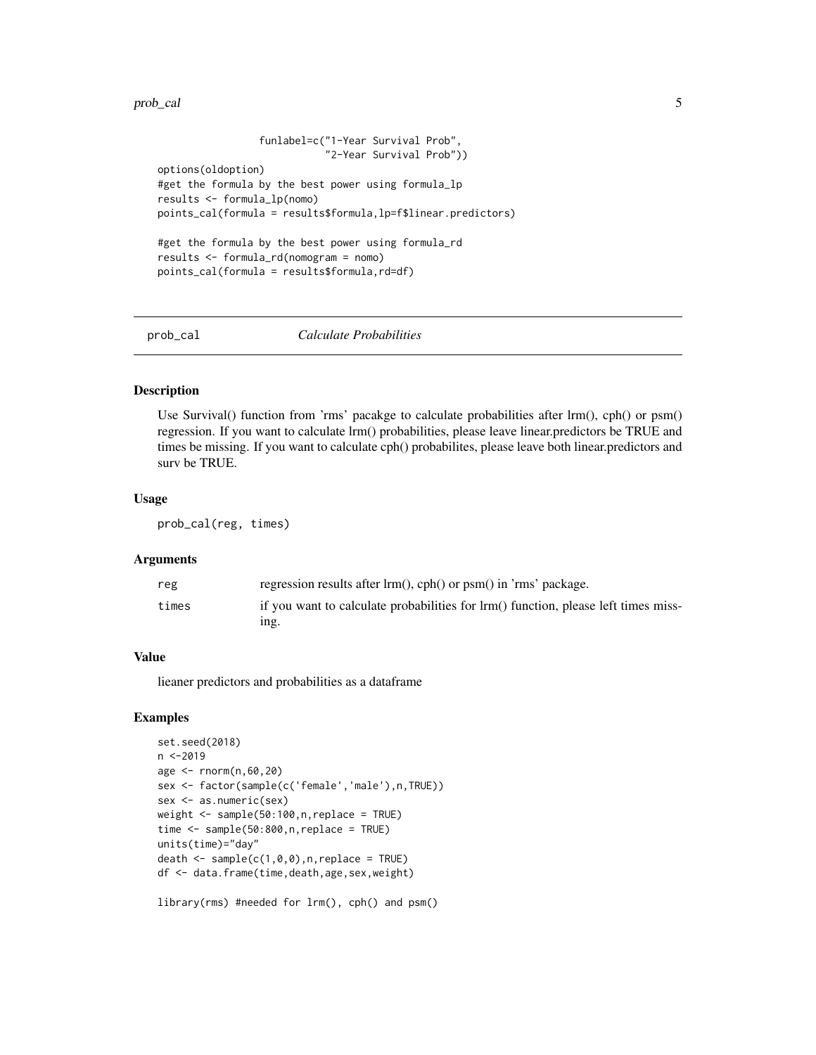```
                  funlabel=c("1-Year Survival Prob",
                             "2-Year Survival Prob"))
options(oldoption)
#get the formula by the best power using formula_lp
results <- formula_lp(nomo)
points_cal(formula = results$formula,lp=f$linear.predictors)

#get the formula by the best power using formula_rd
results <- formula_rd(nomogram = nomo)
points_cal(formula = results$formula,rd=df)
```

## prob_cal *Calculate Probabilities*

### Description

Use Survival() function from 'rms' pacakge to calculate probabilities after lrm(), cph() or psm() regression. If you want to calculate lrm() probabilities, please leave linear.predictors be TRUE and times be missing. If you want to calculate cph() probabilites, please leave both linear.predictors and surv be TRUE.

### Usage

```
prob_cal(reg, times)
```

### Arguments

| | |
|---|---|
| reg | regression results after lrm(), cph() or psm() in 'rms' package. |
| times | if you want to calculate probabilities for lrm() function, please left times missing. |

### Value

lieaner predictors and probabilities as a dataframe

### Examples

```
set.seed(2018)
n <-2019
age <- rnorm(n,60,20)
sex <- factor(sample(c('female','male'),n,TRUE))
sex <- as.numeric(sex)
weight <- sample(50:100,n,replace = TRUE)
time <- sample(50:800,n,replace = TRUE)
units(time)="day"
death <- sample(c(1,0,0),n,replace = TRUE)
df <- data.frame(time,death,age,sex,weight)

library(rms) #needed for lrm(), cph() and psm()
```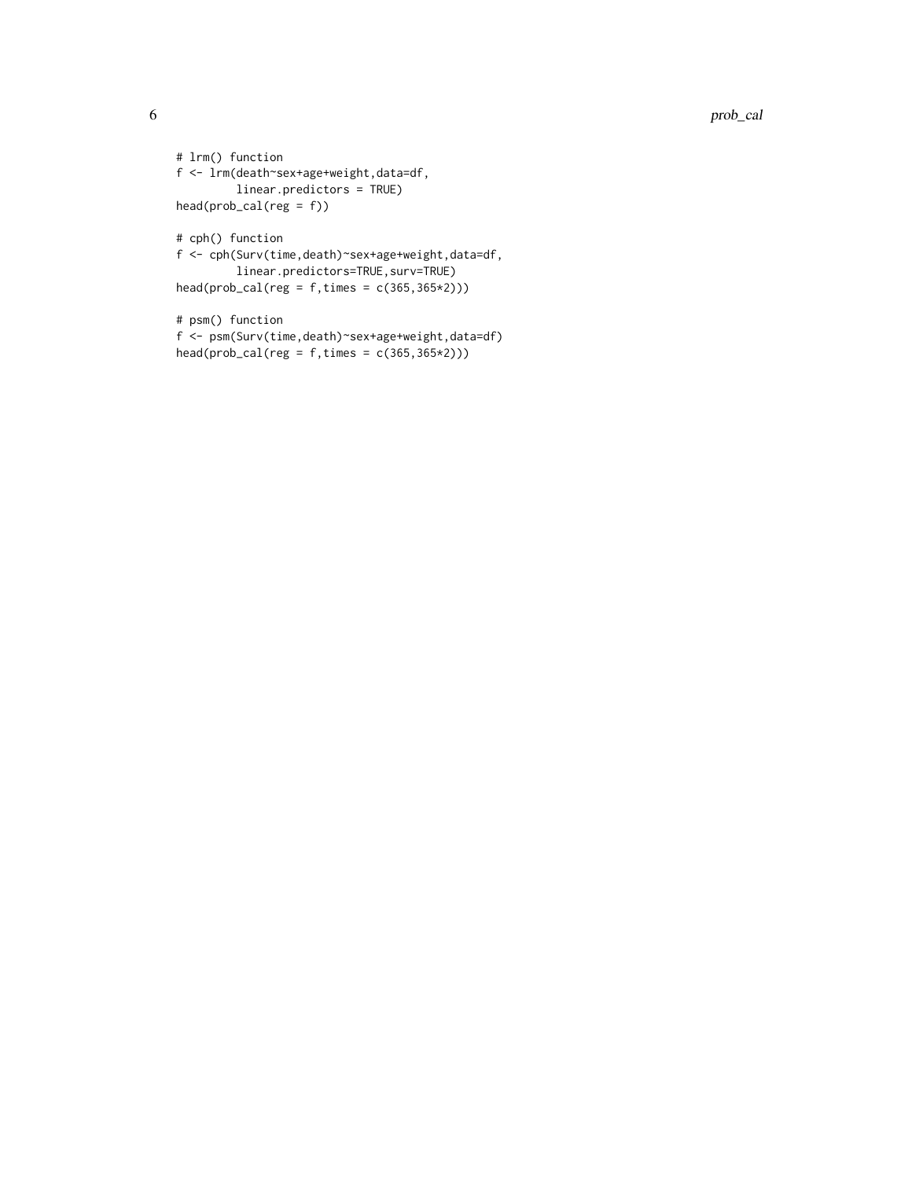```
# lrm() function
f <- lrm(death~sex+age+weight,data=df,
         linear.predictors = TRUE)
head(prob_cal(reg = f))

# cph() function
f <- cph(Surv(time,death)~sex+age+weight,data=df,
         linear.predictors=TRUE,surv=TRUE)
head(prob_cal(reg = f,times = c(365,365*2)))

# psm() function
f <- psm(Surv(time,death)~sex+age+weight,data=df)
head(prob_cal(reg = f,times = c(365,365*2)))
```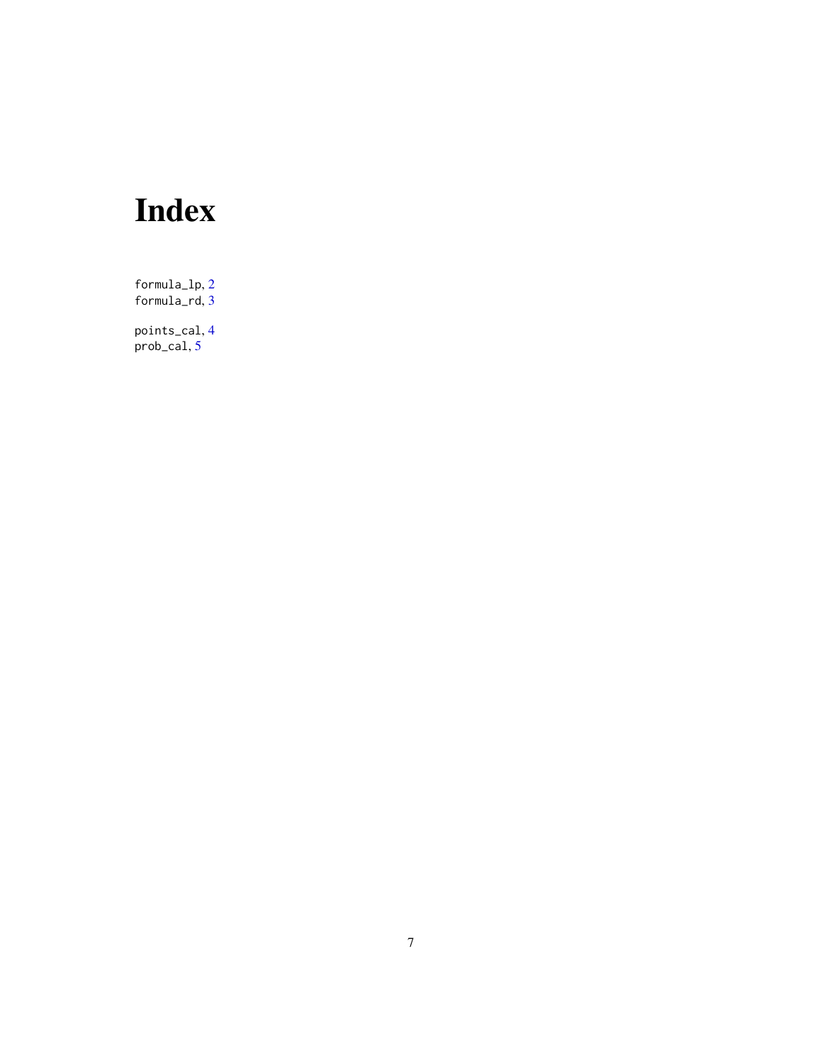# Index

formula_lp, 2
formula_rd, 3

points_cal, 4
prob_cal, 5